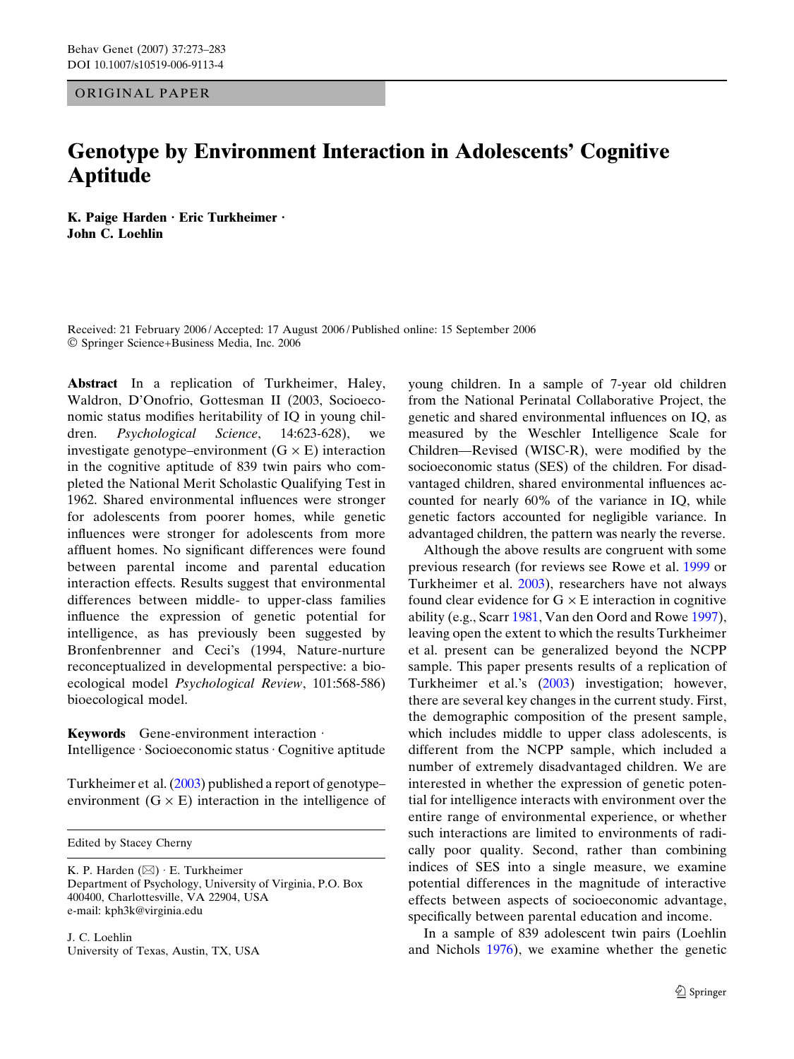ORIGINAL PAPER

# Genotype by Environment Interaction in Adolescents' Cognitive Aptitude

**K. Paige Harden · Eric Turkheimer · John C. Loehlin**

Received: 21 February 2006 / Accepted: 17 August 2006 / Published online: 15 September 2006
© Springer Science+Business Media, Inc. 2006

**Abstract** In a replication of Turkheimer, Haley, Waldron, D'Onofrio, Gottesman II (2003, Socioeconomic status modifies heritability of IQ in young children. *Psychological Science*, 14:623-628), we investigate genotype–environment (G × E) interaction in the cognitive aptitude of 839 twin pairs who completed the National Merit Scholastic Qualifying Test in 1962. Shared environmental influences were stronger for adolescents from poorer homes, while genetic influences were stronger for adolescents from more affluent homes. No significant differences were found between parental income and parental education interaction effects. Results suggest that environmental differences between middle- to upper-class families influence the expression of genetic potential for intelligence, as has previously been suggested by Bronfenbrenner and Ceci's (1994, Nature-nurture reconceptualized in developmental perspective: a bioecological model *Psychological Review*, 101:568-586) bioecological model.

**Keywords** Gene-environment interaction · Intelligence · Socioeconomic status · Cognitive aptitude

Turkheimer et al. (2003) published a report of genotype–environment (G × E) interaction in the intelligence of young children. In a sample of 7-year old children from the National Perinatal Collaborative Project, the genetic and shared environmental influences on IQ, as measured by the Weschler Intelligence Scale for Children—Revised (WISC-R), were modified by the socioeconomic status (SES) of the children. For disadvantaged children, shared environmental influences accounted for nearly 60% of the variance in IQ, while genetic factors accounted for negligible variance. In advantaged children, the pattern was nearly the reverse.

Although the above results are congruent with some previous research (for reviews see Rowe et al. 1999 or Turkheimer et al. 2003), researchers have not always found clear evidence for G × E interaction in cognitive ability (e.g., Scarr 1981, Van den Oord and Rowe 1997), leaving open the extent to which the results Turkheimer et al. present can be generalized beyond the NCPP sample. This paper presents results of a replication of Turkheimer et al.'s (2003) investigation; however, there are several key changes in the current study. First, the demographic composition of the present sample, which includes middle to upper class adolescents, is different from the NCPP sample, which included a number of extremely disadvantaged children. We are interested in whether the expression of genetic potential for intelligence interacts with environment over the entire range of environmental experience, or whether such interactions are limited to environments of radically poor quality. Second, rather than combining indices of SES into a single measure, we examine potential differences in the magnitude of interactive effects between aspects of socioeconomic advantage, specifically between parental education and income.

In a sample of 839 adolescent twin pairs (Loehlin and Nichols 1976), we examine whether the genetic

---

Edited by Stacey Cherny

K. P. Harden (✉) · E. Turkheimer
Department of Psychology, University of Virginia, P.O. Box 400400, Charlottesville, VA 22904, USA
e-mail: kph3k@virginia.edu

J. C. Loehlin
University of Texas, Austin, TX, USA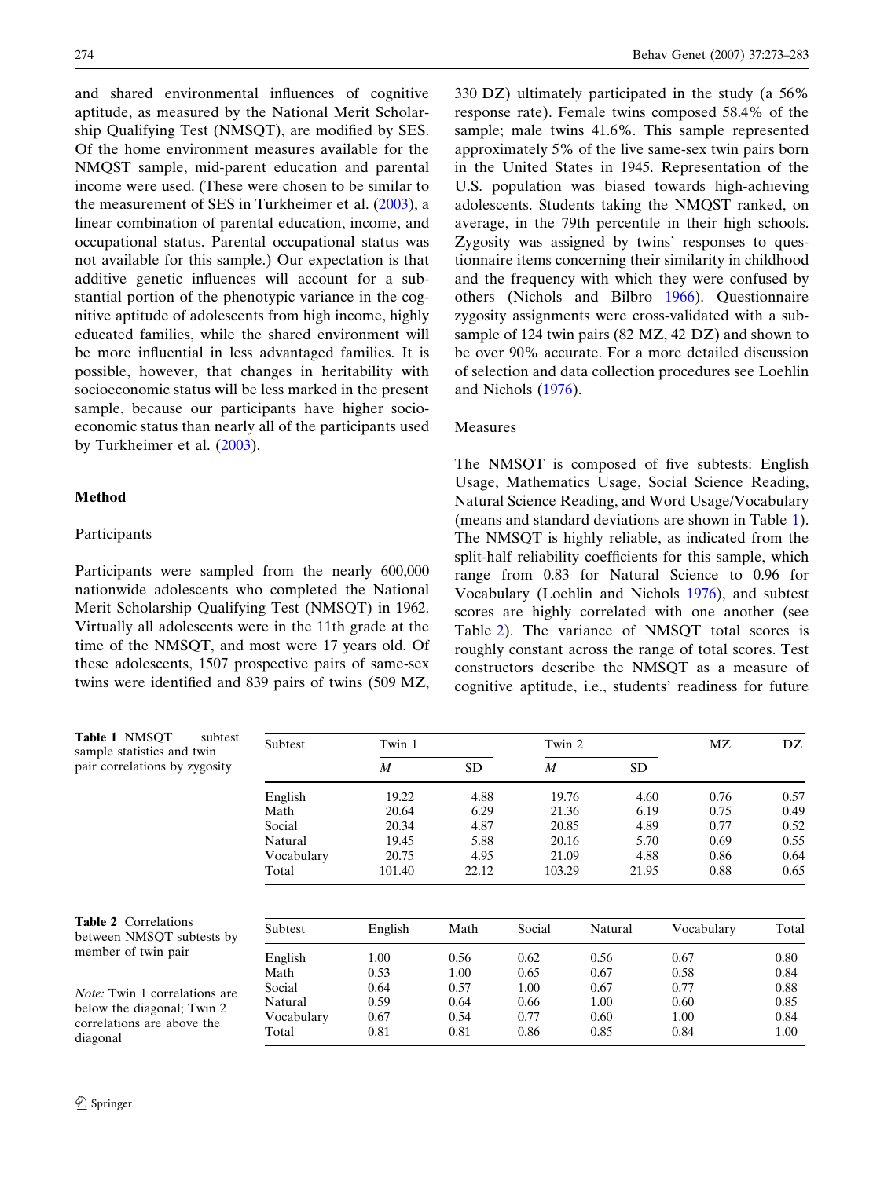and shared environmental influences of cognitive aptitude, as measured by the National Merit Scholarship Qualifying Test (NMSQT), are modified by SES. Of the home environment measures available for the NMQST sample, mid-parent education and parental income were used. (These were chosen to be similar to the measurement of SES in Turkheimer et al. (2003), a linear combination of parental education, income, and occupational status. Parental occupational status was not available for this sample.) Our expectation is that additive genetic influences will account for a substantial portion of the phenotypic variance in the cognitive aptitude of adolescents from high income, highly educated families, while the shared environment will be more influential in less advantaged families. It is possible, however, that changes in heritability with socioeconomic status will be less marked in the present sample, because our participants have higher socioeconomic status than nearly all of the participants used by Turkheimer et al. (2003).

## Method

### Participants

Participants were sampled from the nearly 600,000 nationwide adolescents who completed the National Merit Scholarship Qualifying Test (NMSQT) in 1962. Virtually all adolescents were in the 11th grade at the time of the NMSQT, and most were 17 years old. Of these adolescents, 1507 prospective pairs of same-sex twins were identified and 839 pairs of twins (509 MZ, 330 DZ) ultimately participated in the study (a 56% response rate). Female twins composed 58.4% of the sample; male twins 41.6%. This sample represented approximately 5% of the live same-sex twin pairs born in the United States in 1945. Representation of the U.S. population was biased towards high-achieving adolescents. Students taking the NMQST ranked, on average, in the 79th percentile in their high schools. Zygosity was assigned by twins' responses to questionnaire items concerning their similarity in childhood and the frequency with which they were confused by others (Nichols and Bilbro 1966). Questionnaire zygosity assignments were cross-validated with a subsample of 124 twin pairs (82 MZ, 42 DZ) and shown to be over 90% accurate. For a more detailed discussion of selection and data collection procedures see Loehlin and Nichols (1976).

### Measures

The NMSQT is composed of five subtests: English Usage, Mathematics Usage, Social Science Reading, Natural Science Reading, and Word Usage/Vocabulary (means and standard deviations are shown in Table 1). The NMSQT is highly reliable, as indicated from the split-half reliability coefficients for this sample, which range from 0.83 for Natural Science to 0.96 for Vocabulary (Loehlin and Nichols 1976), and subtest scores are highly correlated with one another (see Table 2). The variance of NMSQT total scores is roughly constant across the range of total scores. Test constructors describe the NMSQT as a measure of cognitive aptitude, i.e., students' readiness for future

**Table 1** NMSQT subtest sample statistics and twin pair correlations by zygosity

| Subtest | Twin 1 | | Twin 2 | | MZ | DZ |
|---|---|---|---|---|---|---|
| | *M* | SD | *M* | SD | | |
| English | 19.22 | 4.88 | 19.76 | 4.60 | 0.76 | 0.57 |
| Math | 20.64 | 6.29 | 21.36 | 6.19 | 0.75 | 0.49 |
| Social | 20.34 | 4.87 | 20.85 | 4.89 | 0.77 | 0.52 |
| Natural | 19.45 | 5.88 | 20.16 | 5.70 | 0.69 | 0.55 |
| Vocabulary | 20.75 | 4.95 | 21.09 | 4.88 | 0.86 | 0.64 |
| Total | 101.40 | 22.12 | 103.29 | 21.95 | 0.88 | 0.65 |

**Table 2** Correlations between NMSQT subtests by member of twin pair

| Subtest | English | Math | Social | Natural | Vocabulary | Total |
|---|---|---|---|---|---|---|
| English | 1.00 | 0.56 | 0.62 | 0.56 | 0.67 | 0.80 |
| Math | 0.53 | 1.00 | 0.65 | 0.67 | 0.58 | 0.84 |
| Social | 0.64 | 0.57 | 1.00 | 0.67 | 0.77 | 0.88 |
| Natural | 0.59 | 0.64 | 0.66 | 1.00 | 0.60 | 0.85 |
| Vocabulary | 0.67 | 0.54 | 0.77 | 0.60 | 1.00 | 0.84 |
| Total | 0.81 | 0.81 | 0.86 | 0.85 | 0.84 | 1.00 |

*Note:* Twin 1 correlations are below the diagonal; Twin 2 correlations are above the diagonal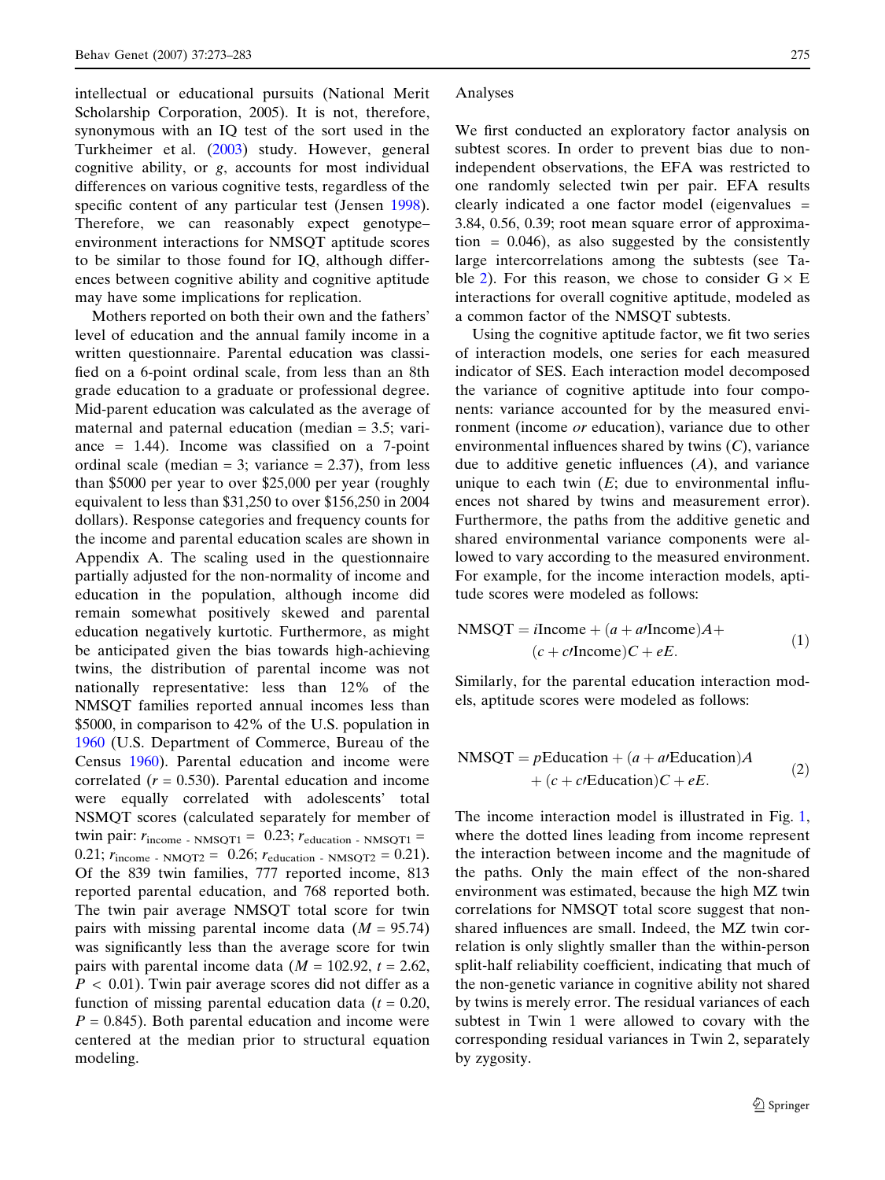intellectual or educational pursuits (National Merit Scholarship Corporation, 2005). It is not, therefore, synonymous with an IQ test of the sort used in the Turkheimer et al. (2003) study. However, general cognitive ability, or *g*, accounts for most individual differences on various cognitive tests, regardless of the specific content of any particular test (Jensen 1998). Therefore, we can reasonably expect genotype–environment interactions for NMSQT aptitude scores to be similar to those found for IQ, although differences between cognitive ability and cognitive aptitude may have some implications for replication.

Mothers reported on both their own and the fathers' level of education and the annual family income in a written questionnaire. Parental education was classified on a 6-point ordinal scale, from less than an 8th grade education to a graduate or professional degree. Mid-parent education was calculated as the average of maternal and paternal education (median = 3.5; variance = 1.44). Income was classified on a 7-point ordinal scale (median = 3; variance = 2.37), from less than \$5000 per year to over \$25,000 per year (roughly equivalent to less than \$31,250 to over \$156,250 in 2004 dollars). Response categories and frequency counts for the income and parental education scales are shown in Appendix A. The scaling used in the questionnaire partially adjusted for the non-normality of income and education in the population, although income did remain somewhat positively skewed and parental education negatively kurtotic. Furthermore, as might be anticipated given the bias towards high-achieving twins, the distribution of parental income was not nationally representative: less than 12% of the NMSQT families reported annual incomes less than \$5000, in comparison to 42% of the U.S. population in 1960 (U.S. Department of Commerce, Bureau of the Census 1960). Parental education and income were correlated ($r = 0.530$). Parental education and income were equally correlated with adolescents' total NSMQT scores (calculated separately for member of twin pair: $r_{\text{income - NMSQT1}} = 0.23$; $r_{\text{education - NMSQT1}} = 0.21$; $r_{\text{income - NMQT2}} = 0.26$; $r_{\text{education - NMSQT2}} = 0.21$). Of the 839 twin families, 777 reported income, 813 reported parental education, and 768 reported both. The twin pair average NMSQT total score for twin pairs with missing parental income data ($M = 95.74$) was significantly less than the average score for twin pairs with parental income data ($M = 102.92$, $t = 2.62$, $P < 0.01$). Twin pair average scores did not differ as a function of missing parental education data ($t = 0.20$, $P = 0.845$). Both parental education and income were centered at the median prior to structural equation modeling.

## Analyses

We first conducted an exploratory factor analysis on subtest scores. In order to prevent bias due to non-independent observations, the EFA was restricted to one randomly selected twin per pair. EFA results clearly indicated a one factor model (eigenvalues = 3.84, 0.56, 0.39; root mean square error of approximation = 0.046), as also suggested by the consistently large intercorrelations among the subtests (see Table 2). For this reason, we chose to consider G × E interactions for overall cognitive aptitude, modeled as a common factor of the NMSQT subtests.

Using the cognitive aptitude factor, we fit two series of interaction models, one series for each measured indicator of SES. Each interaction model decomposed the variance of cognitive aptitude into four components: variance accounted for by the measured environment (income *or* education), variance due to other environmental influences shared by twins ($C$), variance due to additive genetic influences ($A$), and variance unique to each twin ($E$; due to environmental influences not shared by twins and measurement error). Furthermore, the paths from the additive genetic and shared environmental variance components were allowed to vary according to the measured environment. For example, for the income interaction models, aptitude scores were modeled as follows:

$$\text{NMSQT} = i\text{Income} + (a + a\prime\text{Income})A + (c + c\prime\text{Income})C + eE. \tag{1}$$

Similarly, for the parental education interaction models, aptitude scores were modeled as follows:

$$\text{NMSQT} = p\text{Education} + (a + a\prime\text{Education})A + (c + c\prime\text{Education})C + eE. \tag{2}$$

The income interaction model is illustrated in Fig. 1, where the dotted lines leading from income represent the interaction between income and the magnitude of the paths. Only the main effect of the non-shared environment was estimated, because the high MZ twin correlations for NMSQT total score suggest that non-shared influences are small. Indeed, the MZ twin correlation is only slightly smaller than the within-person split-half reliability coefficient, indicating that much of the non-genetic variance in cognitive ability not shared by twins is merely error. The residual variances of each subtest in Twin 1 were allowed to covary with the corresponding residual variances in Twin 2, separately by zygosity.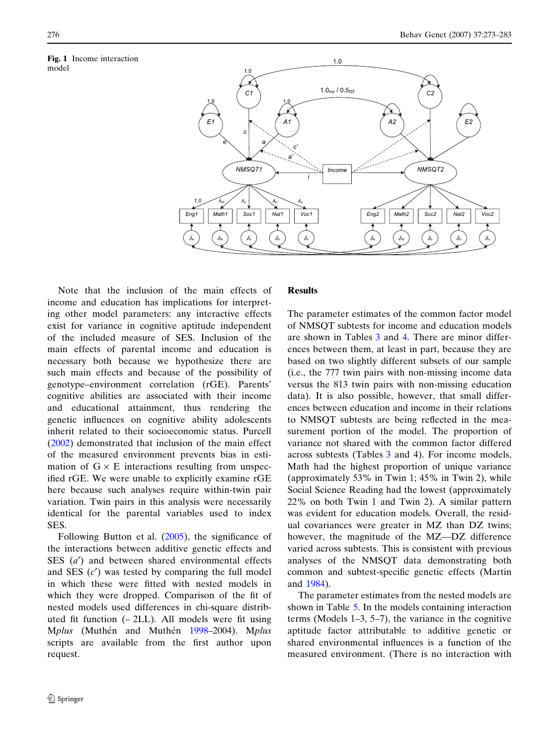Fig. 1 Income interaction model

Note that the inclusion of the main effects of income and education has implications for interpreting other model parameters: any interactive effects exist for variance in cognitive aptitude independent of the included measure of SES. Inclusion of the main effects of parental income and education is necessary both because we hypothesize there are such main effects and because of the possibility of genotype–environment correlation (rGE). Parents' cognitive abilities are associated with their income and educational attainment, thus rendering the genetic influences on cognitive ability adolescents inherit related to their socioeconomic status. Purcell (2002) demonstrated that inclusion of the main effect of the measured environment prevents bias in estimation of G × E interactions resulting from unspecified rGE. We were unable to explicitly examine rGE here because such analyses require within-twin pair variation. Twin pairs in this analysis were necessarily identical for the parental variables used to index SES.

Following Button et al. (2005), the significance of the interactions between additive genetic effects and SES ($a'$) and between shared environmental effects and SES ($c'$) was tested by comparing the full model in which these were fitted with nested models in which they were dropped. Comparison of the fit of nested models used differences in chi-square distributed fit function (– 2LL). All models were fit using M*plus* (Muthén and Muthén 1998–2004). M*plus* scripts are available from the first author upon request.

## Results

The parameter estimates of the common factor model of NMSQT subtests for income and education models are shown in Tables 3 and 4. There are minor differences between them, at least in part, because they are based on two slightly different subsets of our sample (i.e., the 777 twin pairs with non-missing income data versus the 813 twin pairs with non-missing education data). It is also possible, however, that small differences between education and income in their relations to NMSQT subtests are being reflected in the measurement portion of the model. The proportion of variance not shared with the common factor differed across subtests (Tables 3 and 4). For income models, Math had the highest proportion of unique variance (approximately 53% in Twin 1; 45% in Twin 2), while Social Science Reading had the lowest (approximately 22% on both Twin 1 and Twin 2). A similar pattern was evident for education models. Overall, the residual covariances were greater in MZ than DZ twins; however, the magnitude of the MZ—DZ difference varied across subtests. This is consistent with previous analyses of the NMSQT data demonstrating both common and subtest-specific genetic effects (Martin and 1984).

The parameter estimates from the nested models are shown in Table 5. In the models containing interaction terms (Models 1–3, 5–7), the variance in the cognitive aptitude factor attributable to additive genetic or shared environmental influences is a function of the measured environment. (There is no interaction with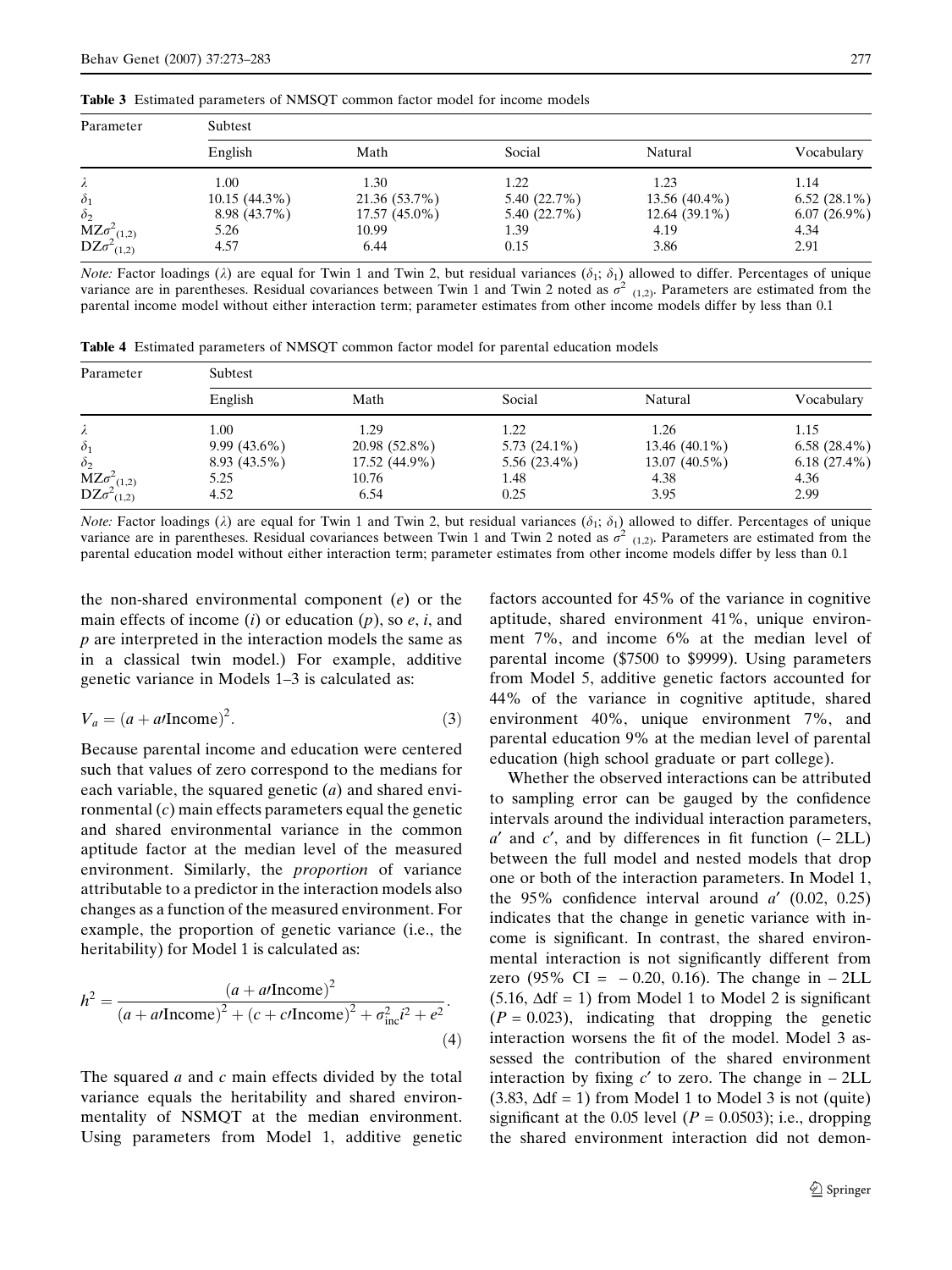**Table 3** Estimated parameters of NMSQT common factor model for income models

| Parameter | Subtest | | | | |
|---|---|---|---|---|---|
| | English | Math | Social | Natural | Vocabulary |
| $\lambda$ | 1.00 | 1.30 | 1.22 | 1.23 | 1.14 |
| $\delta_1$ | 10.15 (44.3%) | 21.36 (53.7%) | 5.40 (22.7%) | 13.56 (40.4%) | 6.52 (28.1%) |
| $\delta_2$ | 8.98 (43.7%) | 17.57 (45.0%) | 5.40 (22.7%) | 12.64 (39.1%) | 6.07 (26.9%) |
| MZ$\sigma^2_{(1,2)}$ | 5.26 | 10.99 | 1.39 | 4.19 | 4.34 |
| DZ$\sigma^2_{(1,2)}$ | 4.57 | 6.44 | 0.15 | 3.86 | 2.91 |

*Note:* Factor loadings ($\lambda$) are equal for Twin 1 and Twin 2, but residual variances ($\delta_1$; $\delta_1$) allowed to differ. Percentages of unique variance are in parentheses. Residual covariances between Twin 1 and Twin 2 noted as $\sigma^2_{(1,2)}$. Parameters are estimated from the parental income model without either interaction term; parameter estimates from other income models differ by less than 0.1

**Table 4** Estimated parameters of NMSQT common factor model for parental education models

| Parameter | Subtest | | | | |
|---|---|---|---|---|---|
| | English | Math | Social | Natural | Vocabulary |
| $\lambda$ | 1.00 | 1.29 | 1.22 | 1.26 | 1.15 |
| $\delta_1$ | 9.99 (43.6%) | 20.98 (52.8%) | 5.73 (24.1%) | 13.46 (40.1%) | 6.58 (28.4%) |
| $\delta_2$ | 8.93 (43.5%) | 17.52 (44.9%) | 5.56 (23.4%) | 13.07 (40.5%) | 6.18 (27.4%) |
| MZ$\sigma^2_{(1,2)}$ | 5.25 | 10.76 | 1.48 | 4.38 | 4.36 |
| DZ$\sigma^2_{(1,2)}$ | 4.52 | 6.54 | 0.25 | 3.95 | 2.99 |

*Note:* Factor loadings ($\lambda$) are equal for Twin 1 and Twin 2, but residual variances ($\delta_1$; $\delta_1$) allowed to differ. Percentages of unique variance are in parentheses. Residual covariances between Twin 1 and Twin 2 noted as $\sigma^2_{(1,2)}$. Parameters are estimated from the parental education model without either interaction term; parameter estimates from other income models differ by less than 0.1

the non-shared environmental component ($e$) or the main effects of income ($i$) or education ($p$), so $e$, $i$, and $p$ are interpreted in the interaction models the same as in a classical twin model.) For example, additive genetic variance in Models 1–3 is calculated as:

$$V_a = (a + a\prime\text{Income})^2. \tag{3}$$

Because parental income and education were centered such that values of zero correspond to the medians for each variable, the squared genetic ($a$) and shared environmental ($c$) main effects parameters equal the genetic and shared environmental variance in the common aptitude factor at the median level of the measured environment. Similarly, the *proportion* of variance attributable to a predictor in the interaction models also changes as a function of the measured environment. For example, the proportion of genetic variance (i.e., the heritability) for Model 1 is calculated as:

$$h^2 = \frac{(a + a\prime\text{Income})^2}{(a + a\prime\text{Income})^2 + (c + c\prime\text{Income})^2 + \sigma^2_{\text{inc}} i^2 + e^2}. \tag{4}$$

The squared $a$ and $c$ main effects divided by the total variance equals the heritability and shared environmentality of NSMQT at the median environment. Using parameters from Model 1, additive genetic factors accounted for 45% of the variance in cognitive aptitude, shared environment 41%, unique environment 7%, and income 6% at the median level of parental income (\$7500 to \$9999). Using parameters from Model 5, additive genetic factors accounted for 44% of the variance in cognitive aptitude, shared environment 40%, unique environment 7%, and parental education 9% at the median level of parental education (high school graduate or part college).

Whether the observed interactions can be attributed to sampling error can be gauged by the confidence intervals around the individual interaction parameters, $a'$ and $c'$, and by differences in fit function (– 2LL) between the full model and nested models that drop one or both of the interaction parameters. In Model 1, the 95% confidence interval around $a'$ (0.02, 0.25) indicates that the change in genetic variance with income is significant. In contrast, the shared environmental interaction is not significantly different from zero (95% CI = – 0.20, 0.16). The change in – 2LL (5.16, $\Delta$df = 1) from Model 1 to Model 2 is significant ($P = 0.023$), indicating that dropping the genetic interaction worsens the fit of the model. Model 3 assessed the contribution of the shared environment interaction by fixing $c'$ to zero. The change in – 2LL (3.83, $\Delta$df = 1) from Model 1 to Model 3 is not (quite) significant at the 0.05 level ($P = 0.0503$); i.e., dropping the shared environment interaction did not demon-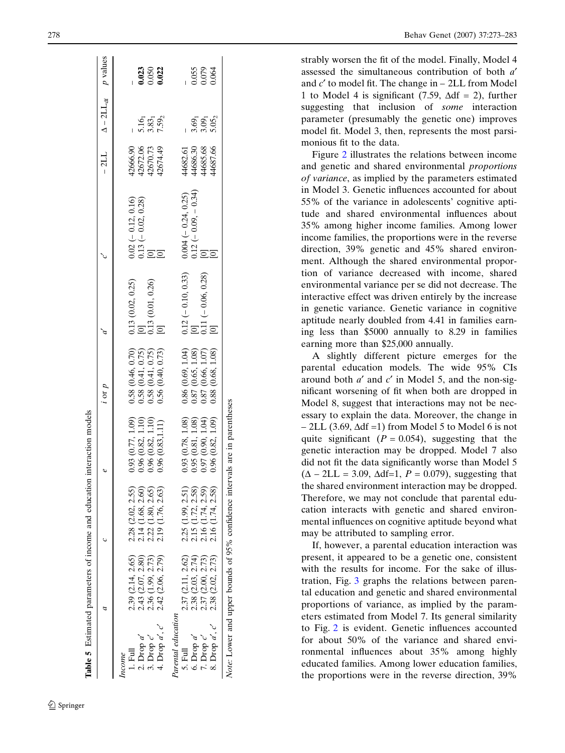**Table 5** Estimated parameters of income and education interaction models

| | $a$ | $c$ | $e$ | $i$ or $p$ | $a'$ | $c'$ | $-2LL$ | $\Delta-2LL_{df}$ | $p$ values |
|---|---|---|---|---|---|---|---|---|---|
| *Income* | | | | | | | | | |
| 1. Full | 2.39 (2.14, 2.65) | 2.28 (2.02, 2.55) | 0.93 (0.77, 1.09) | 0.58 (0.46, 0.70) | 0.13 (0.02, 0.25) | 0.02 (− 0.12, 0.16) | 42666.90 | – | – |
| 2. Drop $a'$ | 2.43 (2.07, 2.80) | 2.14 (1.68, 2.60) | 0.96 (0.82, 1.10) | 0.58 (0.41, 0.75) | [0] | 0.13 (− 0.02, 0.28) | 42672.06 | $5.16_1$ | **0.023** |
| 3. Drop $c'$ | 2.36 (1.99, 2.73) | 2.22 (1.80, 2.65) | 0.96 (0.82, 1.10) | 0.58 (0.41, 0.75) | 0.13 (0.01, 0.26) | [0] | 42670.73 | $3.83_1$ | 0.050 |
| 4. Drop $a'$, $c'$ | 2.42 (2.06, 2.79) | 2.19 (1.76, 2.63) | 0.96 (0.83,1.11) | 0.56 (0.40, 0.73) | [0] | [0] | 42674.49 | $7.59_2$ | **0.022** |
| *Parental education* | | | | | | | | | |
| 5. Full | 2.37 (2.11, 2.62) | 2.25 (1.99, 2.51) | 0.93 (0.78, 1.08) | 0.86 (0.69, 1.04) | 0.12 (− 0.10, 0.33) | 0.004 (− 0.24, 0.25) | 44682.61 | – | – |
| 6. Drop $a'$ | 2.38 (2.03, 2.74) | 2.15 (1.72, 2.58) | 0.95 (0.81, 1.08) | 0.87 (0.65, 1.08) | [0] | 0.12 (− 0.09, − 0.34) | 44686.30 | $3.69_1$ | 0.055 |
| 7. Drop $c'$ | 2.37 (2.00, 2.73) | 2.16 (1.74, 2.59) | 0.97 (0.90, 1.04) | 0.87 (0.66, 1.07) | 0.11 (− 0.06, 0.28) | [0] | 44685.68 | $3.09_1$ | 0.079 |
| 8. Drop $a'$, $c'$ | 2.38 (2.02, 2.73) | 2.16 (1.74, 2.58) | 0.96 (0.82, 1.09) | 0.88 (0.68, 1.08) | [0] | [0] | 44687.66 | $5.05_2$ | 0.064 |

*Note*: Lower and upper bounds of 95% confidence intervals are in parentheses

strably worsen the fit of the model. Finally, Model 4 assessed the simultaneous contribution of both $a'$ and $c'$ to model fit. The change in $-2LL$ from Model 1 to Model 4 is significant (7.59, $\Delta df = 2$), further suggesting that inclusion of *some* interaction parameter (presumably the genetic one) improves model fit. Model 3, then, represents the most parsimonious fit to the data.

Figure 2 illustrates the relations between income and genetic and shared environmental *proportions of variance*, as implied by the parameters estimated in Model 3. Genetic influences accounted for about 55% of the variance in adolescents' cognitive aptitude and shared environmental influences about 35% among higher income families. Among lower income families, the proportions were in the reverse direction, 39% genetic and 45% shared environment. Although the shared environmental proportion of variance decreased with income, shared environmental variance per se did not decrease. The interactive effect was driven entirely by the increase in genetic variance. Genetic variance in cognitive aptitude nearly doubled from 4.41 in families earning less than \$5000 annually to 8.29 in families earning more than \$25,000 annually.

A slightly different picture emerges for the parental education models. The wide 95% CIs around both $a'$ and $c'$ in Model 5, and the non-significant worsening of fit when both are dropped in Model 8, suggest that interactions may not be necessary to explain the data. Moreover, the change in $-2LL$ (3.69, $\Delta df = 1$) from Model 5 to Model 6 is not quite significant ($P = 0.054$), suggesting that the genetic interaction may be dropped. Model 7 also did not fit the data significantly worse than Model 5 ($\Delta-2LL = 3.09$, $\Delta df = 1$, $P = 0.079$), suggesting that the shared environment interaction may be dropped. Therefore, we may not conclude that parental education interacts with genetic and shared environmental influences on cognitive aptitude beyond what may be attributed to sampling error.

If, however, a parental education interaction was present, it appeared to be a genetic one, consistent with the results for income. For the sake of illustration, Fig. 3 graphs the relations between parental education and genetic and shared environmental proportions of variance, as implied by the parameters estimated from Model 7. Its general similarity to Fig. 2 is evident. Genetic influences accounted for about 50% of the variance and shared environmental influences about 35% among highly educated families. Among lower education families, the proportions were in the reverse direction, 39%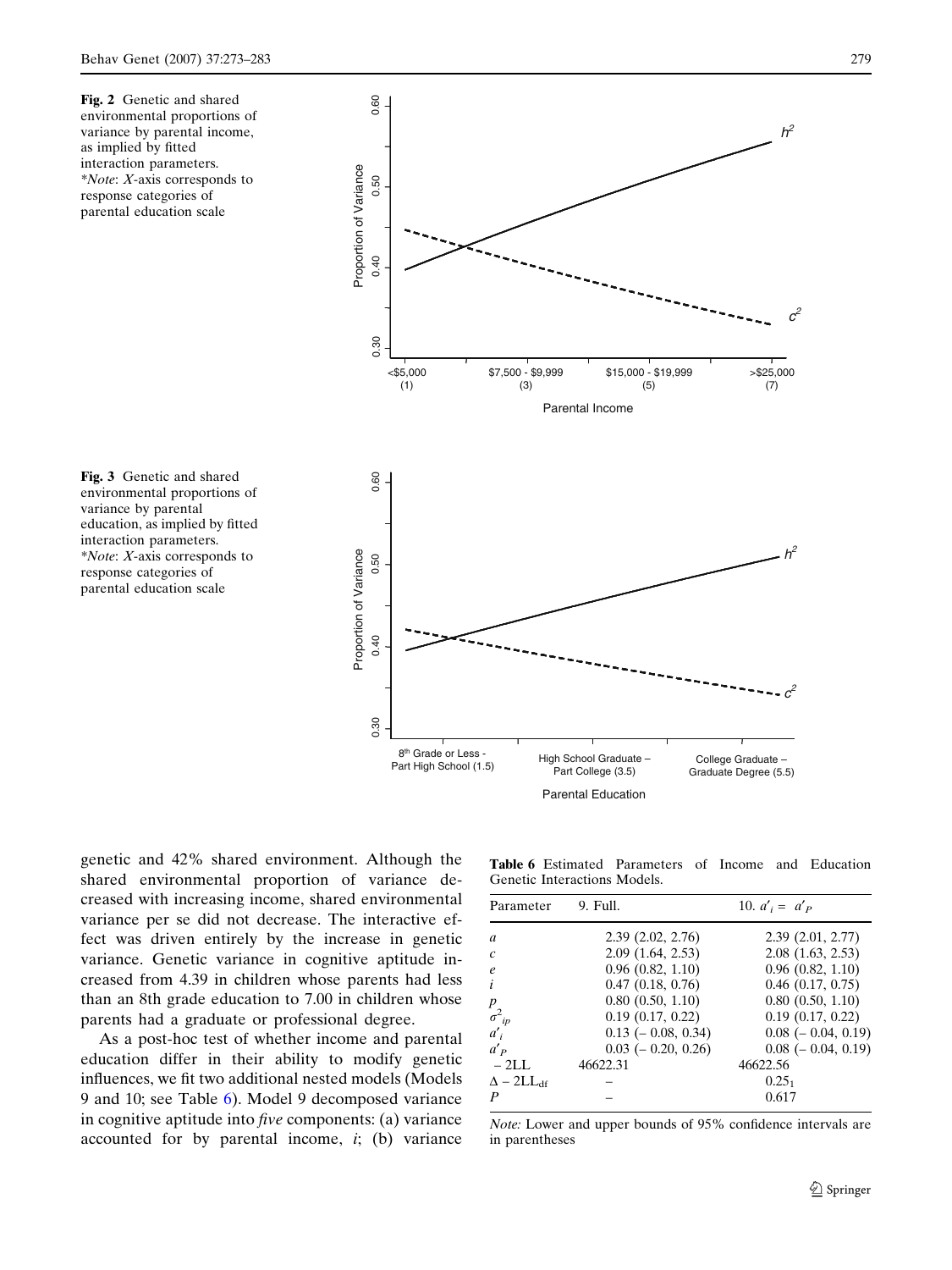**Fig. 2** Genetic and shared environmental proportions of variance by parental income, as implied by fitted interaction parameters. **Note*: *X*-axis corresponds to response categories of parental education scale

**Fig. 3** Genetic and shared environmental proportions of variance by parental education, as implied by fitted interaction parameters. **Note*: *X*-axis corresponds to response categories of parental education scale

genetic and 42% shared environment. Although the shared environmental proportion of variance decreased with increasing income, shared environmental variance per se did not decrease. The interactive effect was driven entirely by the increase in genetic variance. Genetic variance in cognitive aptitude increased from 4.39 in children whose parents had less than an 8th grade education to 7.00 in children whose parents had a graduate or professional degree.

As a post-hoc test of whether income and parental education differ in their ability to modify genetic influences, we fit two additional nested models (Models 9 and 10; see Table 6). Model 9 decomposed variance in cognitive aptitude into *five* components: (a) variance accounted for by parental income, *i*; (b) variance

**Table 6** Estimated Parameters of Income and Education Genetic Interactions Models.

| Parameter | 9. Full. | 10. $a'_i = a'_P$ |
|---|---|---|
| $a$ | 2.39 (2.02, 2.76) | 2.39 (2.01, 2.77) |
| $c$ | 2.09 (1.64, 2.53) | 2.08 (1.63, 2.53) |
| $e$ | 0.96 (0.82, 1.10) | 0.96 (0.82, 1.10) |
| $i$ | 0.47 (0.18, 0.76) | 0.46 (0.17, 0.75) |
| $p$ | 0.80 (0.50, 1.10) | 0.80 (0.50, 1.10) |
| $\sigma^2_{ip}$ | 0.19 (0.17, 0.22) | 0.19 (0.17, 0.22) |
| $a'_i$ | 0.13 (– 0.08, 0.34) | 0.08 (– 0.04, 0.19) |
| $a'_P$ | 0.03 (– 0.20, 0.26) | 0.08 (– 0.04, 0.19) |
| – 2LL | 46622.31 | 46622.56 |
| $\Delta - 2\text{LL}_{\text{df}}$ | – | $0.25_1$ |
| $P$ | – | 0.617 |

*Note:* Lower and upper bounds of 95% confidence intervals are in parentheses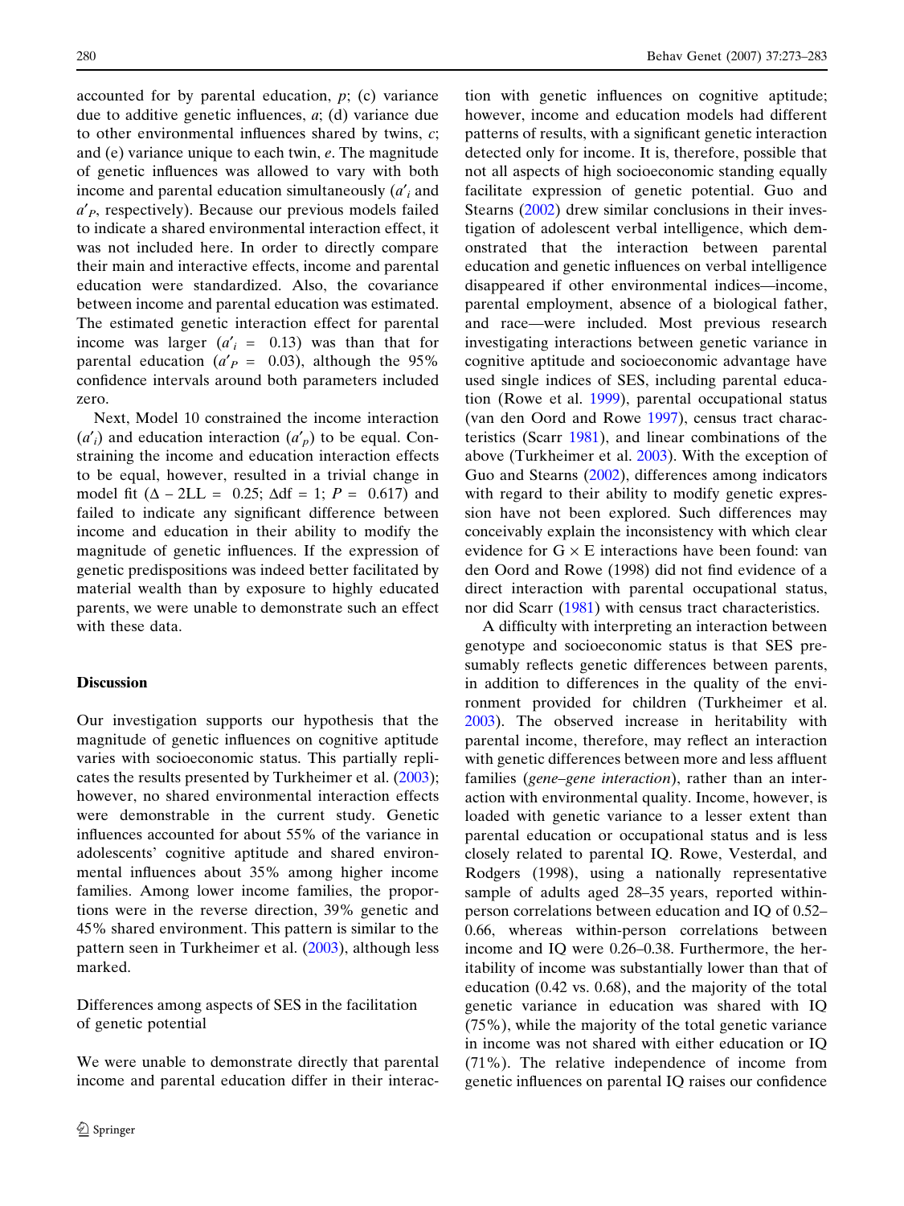accounted for by parental education, $p$; (c) variance due to additive genetic influences, $a$; (d) variance due to other environmental influences shared by twins, $c$; and (e) variance unique to each twin, $e$. The magnitude of genetic influences was allowed to vary with both income and parental education simultaneously ($a'_i$ and $a'_P$, respectively). Because our previous models failed to indicate a shared environmental interaction effect, it was not included here. In order to directly compare their main and interactive effects, income and parental education were standardized. Also, the covariance between income and parental education was estimated. The estimated genetic interaction effect for parental income was larger ($a'_i$ = 0.13) was than that for parental education ($a'_P$ = 0.03), although the 95% confidence intervals around both parameters included zero.

Next, Model 10 constrained the income interaction ($a'_i$) and education interaction ($a'_p$) to be equal. Constraining the income and education interaction effects to be equal, however, resulted in a trivial change in model fit ($\Delta - 2LL$ = 0.25; $\Delta df$ = 1; $P$ = 0.617) and failed to indicate any significant difference between income and education in their ability to modify the magnitude of genetic influences. If the expression of genetic predispositions was indeed better facilitated by material wealth than by exposure to highly educated parents, we were unable to demonstrate such an effect with these data.

## Discussion

Our investigation supports our hypothesis that the magnitude of genetic influences on cognitive aptitude varies with socioeconomic status. This partially replicates the results presented by Turkheimer et al. (2003); however, no shared environmental interaction effects were demonstrable in the current study. Genetic influences accounted for about 55% of the variance in adolescents' cognitive aptitude and shared environmental influences about 35% among higher income families. Among lower income families, the proportions were in the reverse direction, 39% genetic and 45% shared environment. This pattern is similar to the pattern seen in Turkheimer et al. (2003), although less marked.

### Differences among aspects of SES in the facilitation of genetic potential

We were unable to demonstrate directly that parental income and parental education differ in their interaction with genetic influences on cognitive aptitude; however, income and education models had different patterns of results, with a significant genetic interaction detected only for income. It is, therefore, possible that not all aspects of high socioeconomic standing equally facilitate expression of genetic potential. Guo and Stearns (2002) drew similar conclusions in their investigation of adolescent verbal intelligence, which demonstrated that the interaction between parental education and genetic influences on verbal intelligence disappeared if other environmental indices—income, parental employment, absence of a biological father, and race—were included. Most previous research investigating interactions between genetic variance in cognitive aptitude and socioeconomic advantage have used single indices of SES, including parental education (Rowe et al. 1999), parental occupational status (van den Oord and Rowe 1997), census tract characteristics (Scarr 1981), and linear combinations of the above (Turkheimer et al. 2003). With the exception of Guo and Stearns (2002), differences among indicators with regard to their ability to modify genetic expression have not been explored. Such differences may conceivably explain the inconsistency with which clear evidence for G × E interactions have been found: van den Oord and Rowe (1998) did not find evidence of a direct interaction with parental occupational status, nor did Scarr (1981) with census tract characteristics.

A difficulty with interpreting an interaction between genotype and socioeconomic status is that SES presumably reflects genetic differences between parents, in addition to differences in the quality of the environment provided for children (Turkheimer et al. 2003). The observed increase in heritability with parental income, therefore, may reflect an interaction with genetic differences between more and less affluent families (*gene–gene interaction*), rather than an interaction with environmental quality. Income, however, is loaded with genetic variance to a lesser extent than parental education or occupational status and is less closely related to parental IQ. Rowe, Vesterdal, and Rodgers (1998), using a nationally representative sample of adults aged 28–35 years, reported within-person correlations between education and IQ of 0.52–0.66, whereas within-person correlations between income and IQ were 0.26–0.38. Furthermore, the heritability of income was substantially lower than that of education (0.42 vs. 0.68), and the majority of the total genetic variance in education was shared with IQ (75%), while the majority of the total genetic variance in income was not shared with either education or IQ (71%). The relative independence of income from genetic influences on parental IQ raises our confidence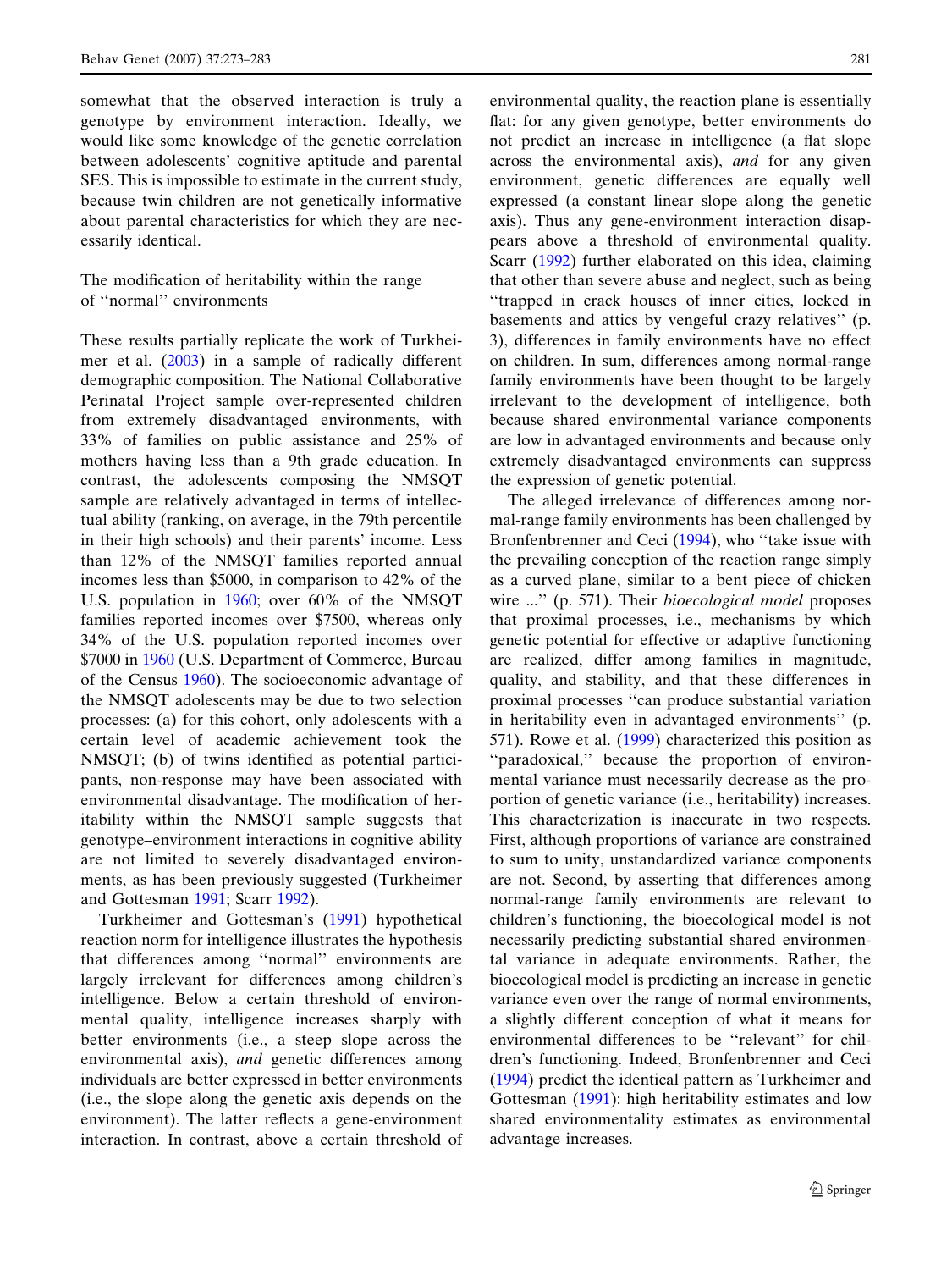somewhat that the observed interaction is truly a genotype by environment interaction. Ideally, we would like some knowledge of the genetic correlation between adolescents' cognitive aptitude and parental SES. This is impossible to estimate in the current study, because twin children are not genetically informative about parental characteristics for which they are necessarily identical.

## The modification of heritability within the range of ''normal'' environments

These results partially replicate the work of Turkheimer et al. (2003) in a sample of radically different demographic composition. The National Collaborative Perinatal Project sample over-represented children from extremely disadvantaged environments, with 33% of families on public assistance and 25% of mothers having less than a 9th grade education. In contrast, the adolescents composing the NMSQT sample are relatively advantaged in terms of intellectual ability (ranking, on average, in the 79th percentile in their high schools) and their parents' income. Less than 12% of the NMSQT families reported annual incomes less than \$5000, in comparison to 42% of the U.S. population in 1960; over 60% of the NMSQT families reported incomes over \$7500, whereas only 34% of the U.S. population reported incomes over \$7000 in 1960 (U.S. Department of Commerce, Bureau of the Census 1960). The socioeconomic advantage of the NMSQT adolescents may be due to two selection processes: (a) for this cohort, only adolescents with a certain level of academic achievement took the NMSQT; (b) of twins identified as potential participants, non-response may have been associated with environmental disadvantage. The modification of heritability within the NMSQT sample suggests that genotype–environment interactions in cognitive ability are not limited to severely disadvantaged environments, as has been previously suggested (Turkheimer and Gottesman 1991; Scarr 1992).

Turkheimer and Gottesman's (1991) hypothetical reaction norm for intelligence illustrates the hypothesis that differences among ''normal'' environments are largely irrelevant for differences among children's intelligence. Below a certain threshold of environmental quality, intelligence increases sharply with better environments (i.e., a steep slope across the environmental axis), *and* genetic differences among individuals are better expressed in better environments (i.e., the slope along the genetic axis depends on the environment). The latter reflects a gene-environment interaction. In contrast, above a certain threshold of environmental quality, the reaction plane is essentially flat: for any given genotype, better environments do not predict an increase in intelligence (a flat slope across the environmental axis), *and* for any given environment, genetic differences are equally well expressed (a constant linear slope along the genetic axis). Thus any gene-environment interaction disappears above a threshold of environmental quality. Scarr (1992) further elaborated on this idea, claiming that other than severe abuse and neglect, such as being ''trapped in crack houses of inner cities, locked in basements and attics by vengeful crazy relatives'' (p. 3), differences in family environments have no effect on children. In sum, differences among normal-range family environments have been thought to be largely irrelevant to the development of intelligence, both because shared environmental variance components are low in advantaged environments and because only extremely disadvantaged environments can suppress the expression of genetic potential.

The alleged irrelevance of differences among normal-range family environments has been challenged by Bronfenbrenner and Ceci (1994), who ''take issue with the prevailing conception of the reaction range simply as a curved plane, similar to a bent piece of chicken wire ...'' (p. 571). Their *bioecological model* proposes that proximal processes, i.e., mechanisms by which genetic potential for effective or adaptive functioning are realized, differ among families in magnitude, quality, and stability, and that these differences in proximal processes ''can produce substantial variation in heritability even in advantaged environments'' (p. 571). Rowe et al. (1999) characterized this position as ''paradoxical,'' because the proportion of environmental variance must necessarily decrease as the proportion of genetic variance (i.e., heritability) increases. This characterization is inaccurate in two respects. First, although proportions of variance are constrained to sum to unity, unstandardized variance components are not. Second, by asserting that differences among normal-range family environments are relevant to children's functioning, the bioecological model is not necessarily predicting substantial shared environmental variance in adequate environments. Rather, the bioecological model is predicting an increase in genetic variance even over the range of normal environments, a slightly different conception of what it means for environmental differences to be ''relevant'' for children's functioning. Indeed, Bronfenbrenner and Ceci (1994) predict the identical pattern as Turkheimer and Gottesman (1991): high heritability estimates and low shared environmentality estimates as environmental advantage increases.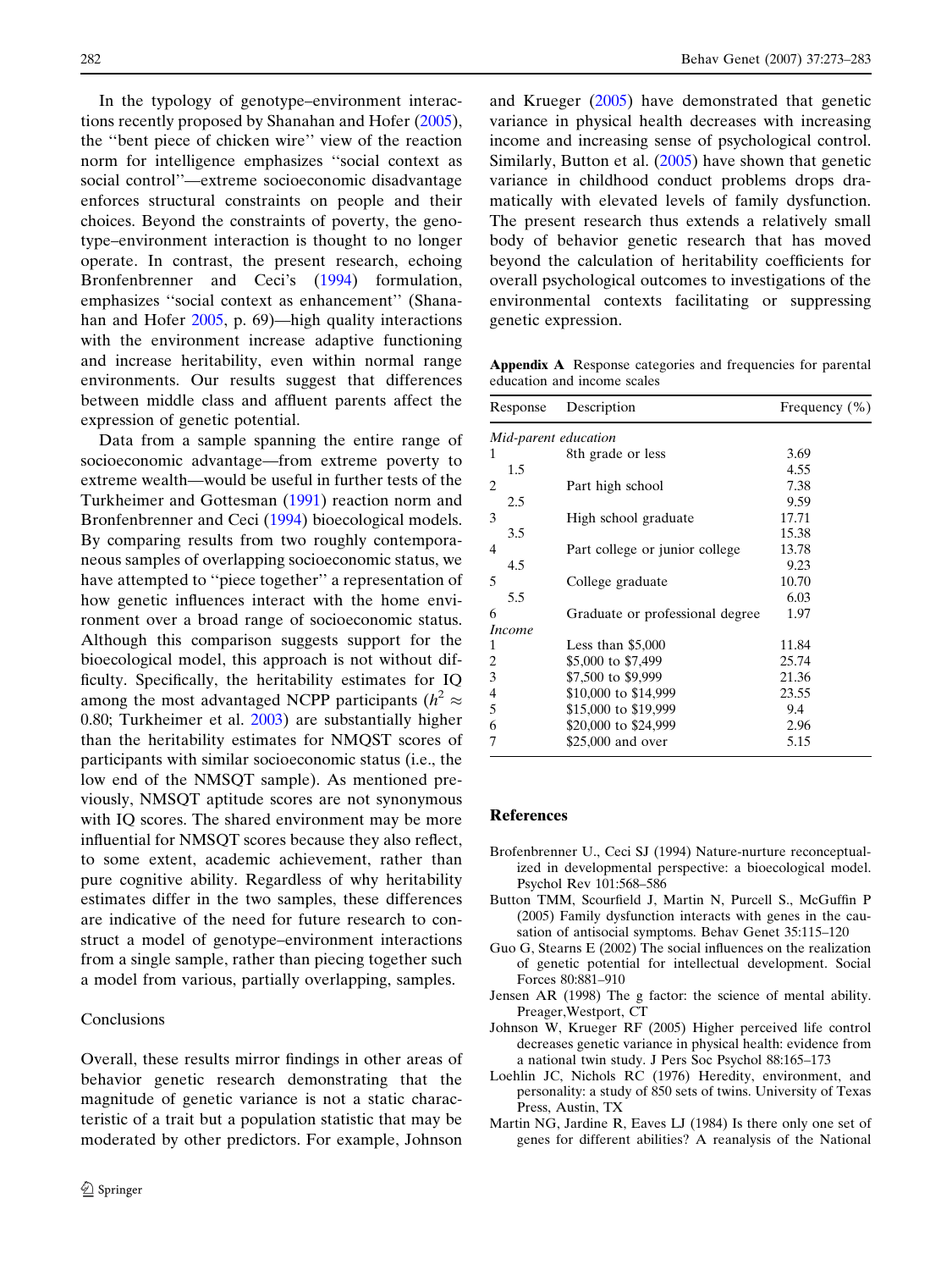In the typology of genotype–environment interactions recently proposed by Shanahan and Hofer (2005), the ''bent piece of chicken wire'' view of the reaction norm for intelligence emphasizes ''social context as social control''—extreme socioeconomic disadvantage enforces structural constraints on people and their choices. Beyond the constraints of poverty, the genotype–environment interaction is thought to no longer operate. In contrast, the present research, echoing Bronfenbrenner and Ceci's (1994) formulation, emphasizes ''social context as enhancement'' (Shanahan and Hofer 2005, p. 69)—high quality interactions with the environment increase adaptive functioning and increase heritability, even within normal range environments. Our results suggest that differences between middle class and affluent parents affect the expression of genetic potential.

Data from a sample spanning the entire range of socioeconomic advantage—from extreme poverty to extreme wealth—would be useful in further tests of the Turkheimer and Gottesman (1991) reaction norm and Bronfenbrenner and Ceci (1994) bioecological models. By comparing results from two roughly contemporaneous samples of overlapping socioeconomic status, we have attempted to ''piece together'' a representation of how genetic influences interact with the home environment over a broad range of socioeconomic status. Although this comparison suggests support for the bioecological model, this approach is not without difficulty. Specifically, the heritability estimates for IQ among the most advantaged NCPP participants ($h^2 \approx 0.80$; Turkheimer et al. 2003) are substantially higher than the heritability estimates for NMQST scores of participants with similar socioeconomic status (i.e., the low end of the NMSQT sample). As mentioned previously, NMSQT aptitude scores are not synonymous with IQ scores. The shared environment may be more influential for NMSQT scores because they also reflect, to some extent, academic achievement, rather than pure cognitive ability. Regardless of why heritability estimates differ in the two samples, these differences are indicative of the need for future research to construct a model of genotype–environment interactions from a single sample, rather than piecing together such a model from various, partially overlapping, samples.

## Conclusions

Overall, these results mirror findings in other areas of behavior genetic research demonstrating that the magnitude of genetic variance is not a static characteristic of a trait but a population statistic that may be moderated by other predictors. For example, Johnson and Krueger (2005) have demonstrated that genetic variance in physical health decreases with increasing income and increasing sense of psychological control. Similarly, Button et al. (2005) have shown that genetic variance in childhood conduct problems drops dramatically with elevated levels of family dysfunction. The present research thus extends a relatively small body of behavior genetic research that has moved beyond the calculation of heritability coefficients for overall psychological outcomes to investigations of the environmental contexts facilitating or suppressing genetic expression.

**Appendix A** Response categories and frequencies for parental education and income scales

| Response | Description | Frequency (%) |
|---|---|---|
| *Mid-parent education* | | |
| 1 | 8th grade or less | 3.69 |
| 1.5 | | 4.55 |
| 2 | Part high school | 7.38 |
| 2.5 | | 9.59 |
| 3 | High school graduate | 17.71 |
| 3.5 | | 15.38 |
| 4 | Part college or junior college | 13.78 |
| 4.5 | | 9.23 |
| 5 | College graduate | 10.70 |
| 5.5 | | 6.03 |
| 6 | Graduate or professional degree | 1.97 |
| *Income* | | |
| 1 | Less than $5,000 | 11.84 |
| 2 | $5,000 to $7,499 | 25.74 |
| 3 | $7,500 to $9,999 | 21.36 |
| 4 | $10,000 to $14,999 | 23.55 |
| 5 | $15,000 to $19,999 | 9.4 |
| 6 | $20,000 to $24,999 | 2.96 |
| 7 | $25,000 and over | 5.15 |

## References

Brofenbrenner U., Ceci SJ (1994) Nature-nurture reconceptualized in developmental perspective: a bioecological model. Psychol Rev 101:568–586

Button TMM, Scourfield J, Martin N, Purcell S., McGuffin P (2005) Family dysfunction interacts with genes in the causation of antisocial symptoms. Behav Genet 35:115–120

Guo G, Stearns E (2002) The social influences on the realization of genetic potential for intellectual development. Social Forces 80:881–910

Jensen AR (1998) The g factor: the science of mental ability. Preager,Westport, CT

Johnson W, Krueger RF (2005) Higher perceived life control decreases genetic variance in physical health: evidence from a national twin study. J Pers Soc Psychol 88:165–173

Loehlin JC, Nichols RC (1976) Heredity, environment, and personality: a study of 850 sets of twins. University of Texas Press, Austin, TX

Martin NG, Jardine R, Eaves LJ (1984) Is there only one set of genes for different abilities? A reanalysis of the National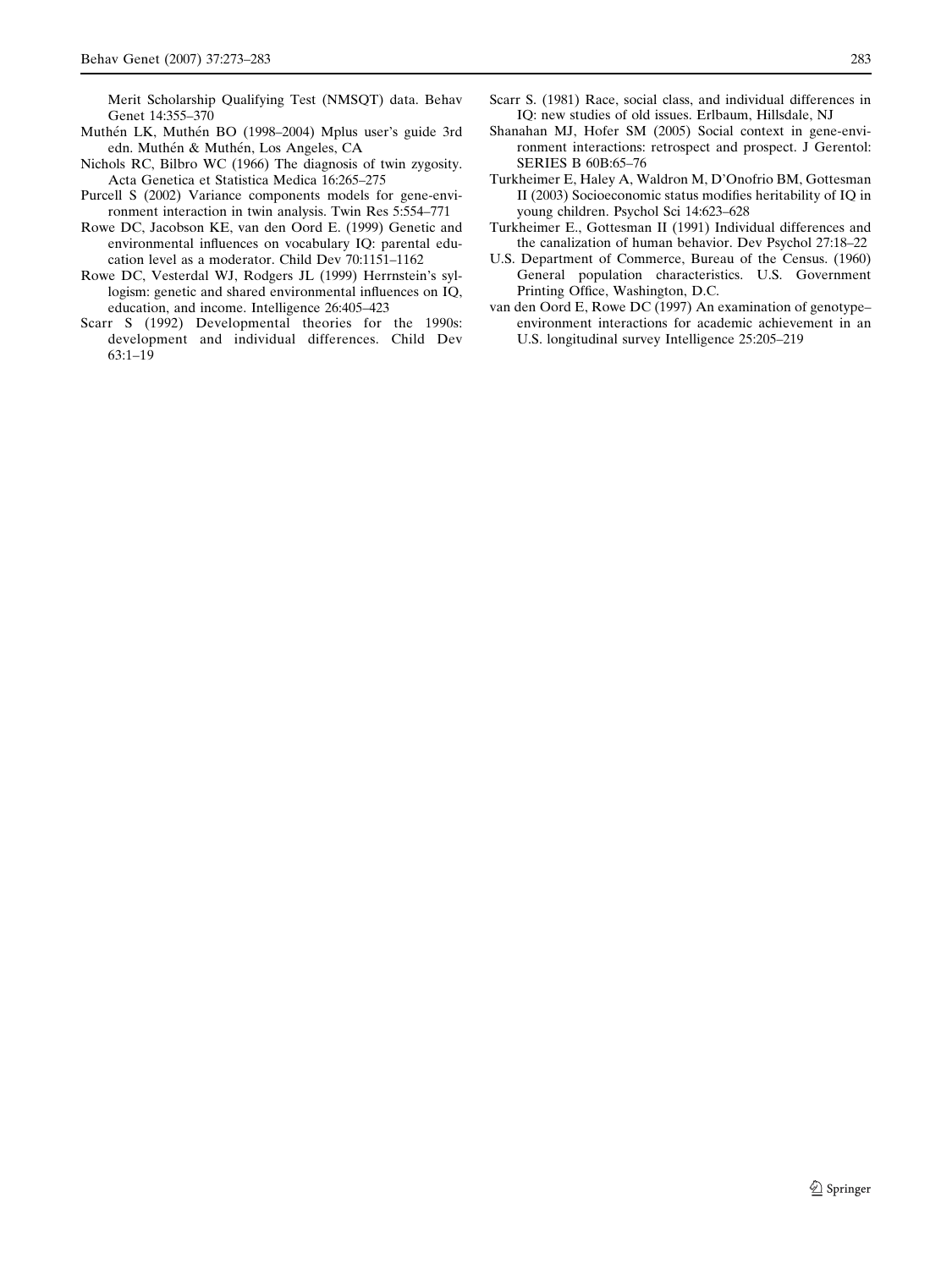Merit Scholarship Qualifying Test (NMSQT) data. Behav Genet 14:355–370

Muthén LK, Muthén BO (1998–2004) Mplus user's guide 3rd edn. Muthén & Muthén, Los Angeles, CA

Nichols RC, Bilbro WC (1966) The diagnosis of twin zygosity. Acta Genetica et Statistica Medica 16:265–275

Purcell S (2002) Variance components models for gene-environment interaction in twin analysis. Twin Res 5:554–771

Rowe DC, Jacobson KE, van den Oord E. (1999) Genetic and environmental influences on vocabulary IQ: parental education level as a moderator. Child Dev 70:1151–1162

Rowe DC, Vesterdal WJ, Rodgers JL (1999) Herrnstein's syllogism: genetic and shared environmental influences on IQ, education, and income. Intelligence 26:405–423

Scarr S (1992) Developmental theories for the 1990s: development and individual differences. Child Dev 63:1–19

Scarr S. (1981) Race, social class, and individual differences in IQ: new studies of old issues. Erlbaum, Hillsdale, NJ

Shanahan MJ, Hofer SM (2005) Social context in gene-environment interactions: retrospect and prospect. J Gerentol: SERIES B 60B:65–76

Turkheimer E, Haley A, Waldron M, D'Onofrio BM, Gottesman II (2003) Socioeconomic status modifies heritability of IQ in young children. Psychol Sci 14:623–628

Turkheimer E., Gottesman II (1991) Individual differences and the canalization of human behavior. Dev Psychol 27:18–22

U.S. Department of Commerce, Bureau of the Census. (1960) General population characteristics. U.S. Government Printing Office, Washington, D.C.

van den Oord E, Rowe DC (1997) An examination of genotype–environment interactions for academic achievement in an U.S. longitudinal survey Intelligence 25:205–219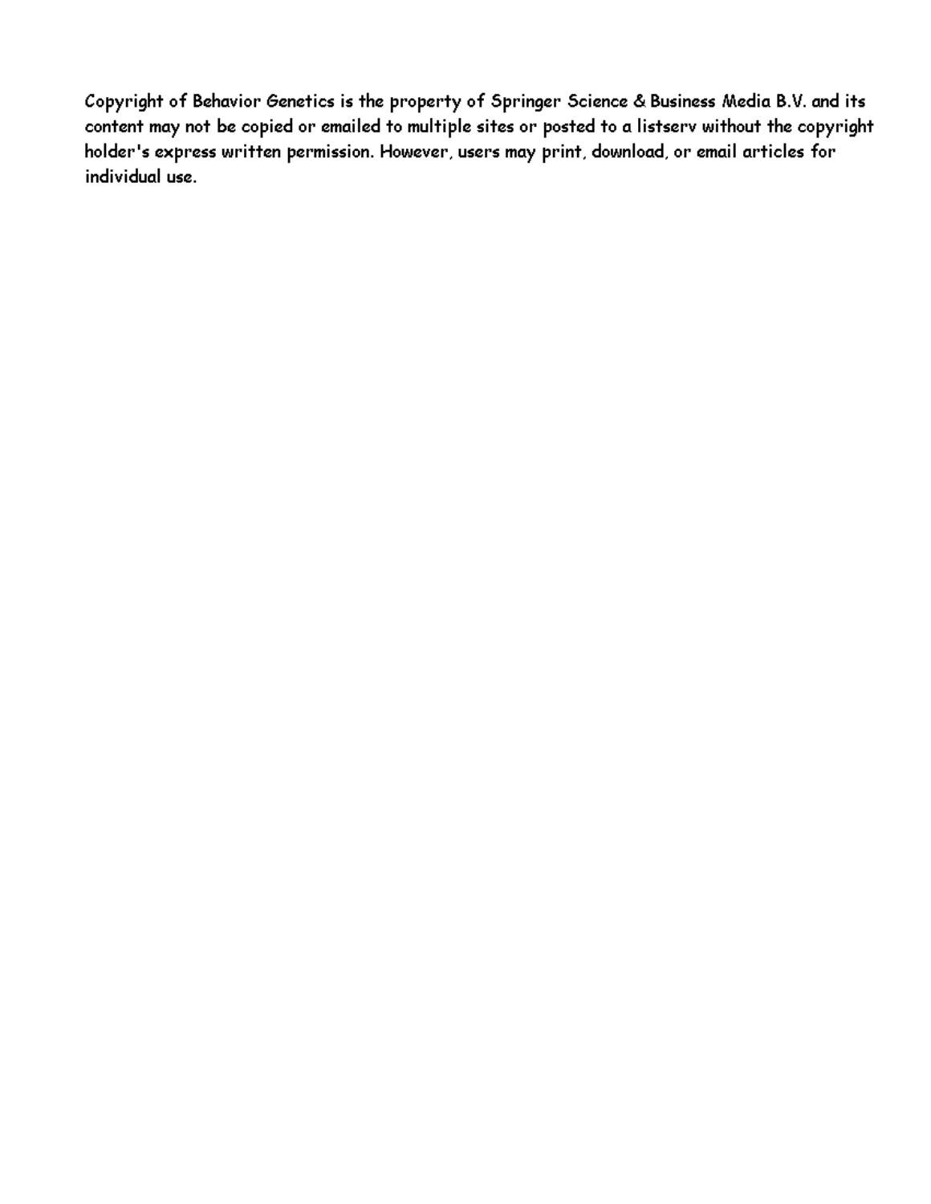Copyright of Behavior Genetics is the property of Springer Science & Business Media B.V. and its content may not be copied or emailed to multiple sites or posted to a listserv without the copyright holder's express written permission. However, users may print, download, or email articles for individual use.